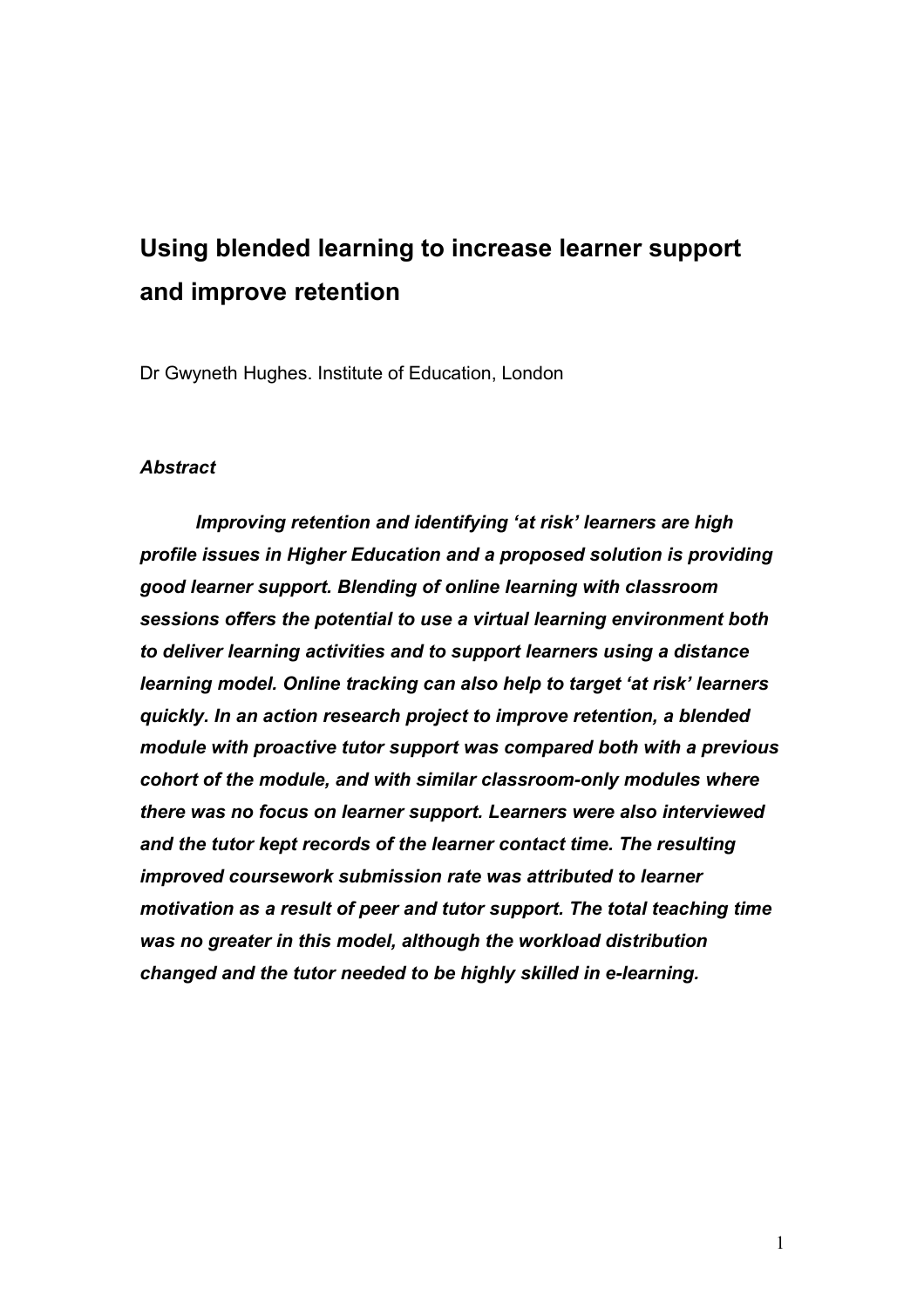# Using blended learning to increase learner support and improve retention

Dr Gwyneth Hughes. Institute of Education, London

## *Abstract*

***Improving retention and identifying 'at risk' learners are high profile issues in Higher Education and a proposed solution is providing good learner support. Blending of online learning with classroom sessions offers the potential to use a virtual learning environment both to deliver learning activities and to support learners using a distance learning model. Online tracking can also help to target 'at risk' learners quickly. In an action research project to improve retention, a blended module with proactive tutor support was compared both with a previous cohort of the module, and with similar classroom-only modules where there was no focus on learner support. Learners were also interviewed and the tutor kept records of the learner contact time. The resulting improved coursework submission rate was attributed to learner motivation as a result of peer and tutor support. The total teaching time was no greater in this model, although the workload distribution changed and the tutor needed to be highly skilled in e-learning.***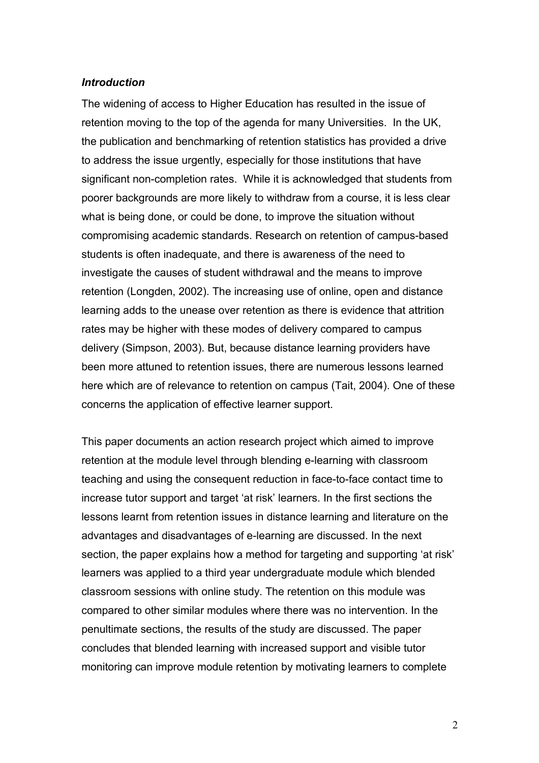***Introduction***

The widening of access to Higher Education has resulted in the issue of retention moving to the top of the agenda for many Universities. In the UK, the publication and benchmarking of retention statistics has provided a drive to address the issue urgently, especially for those institutions that have significant non-completion rates. While it is acknowledged that students from poorer backgrounds are more likely to withdraw from a course, it is less clear what is being done, or could be done, to improve the situation without compromising academic standards. Research on retention of campus-based students is often inadequate, and there is awareness of the need to investigate the causes of student withdrawal and the means to improve retention (Longden, 2002). The increasing use of online, open and distance learning adds to the unease over retention as there is evidence that attrition rates may be higher with these modes of delivery compared to campus delivery (Simpson, 2003). But, because distance learning providers have been more attuned to retention issues, there are numerous lessons learned here which are of relevance to retention on campus (Tait, 2004). One of these concerns the application of effective learner support.

This paper documents an action research project which aimed to improve retention at the module level through blending e-learning with classroom teaching and using the consequent reduction in face-to-face contact time to increase tutor support and target 'at risk' learners. In the first sections the lessons learnt from retention issues in distance learning and literature on the advantages and disadvantages of e-learning are discussed. In the next section, the paper explains how a method for targeting and supporting 'at risk' learners was applied to a third year undergraduate module which blended classroom sessions with online study. The retention on this module was compared to other similar modules where there was no intervention. In the penultimate sections, the results of the study are discussed. The paper concludes that blended learning with increased support and visible tutor monitoring can improve module retention by motivating learners to complete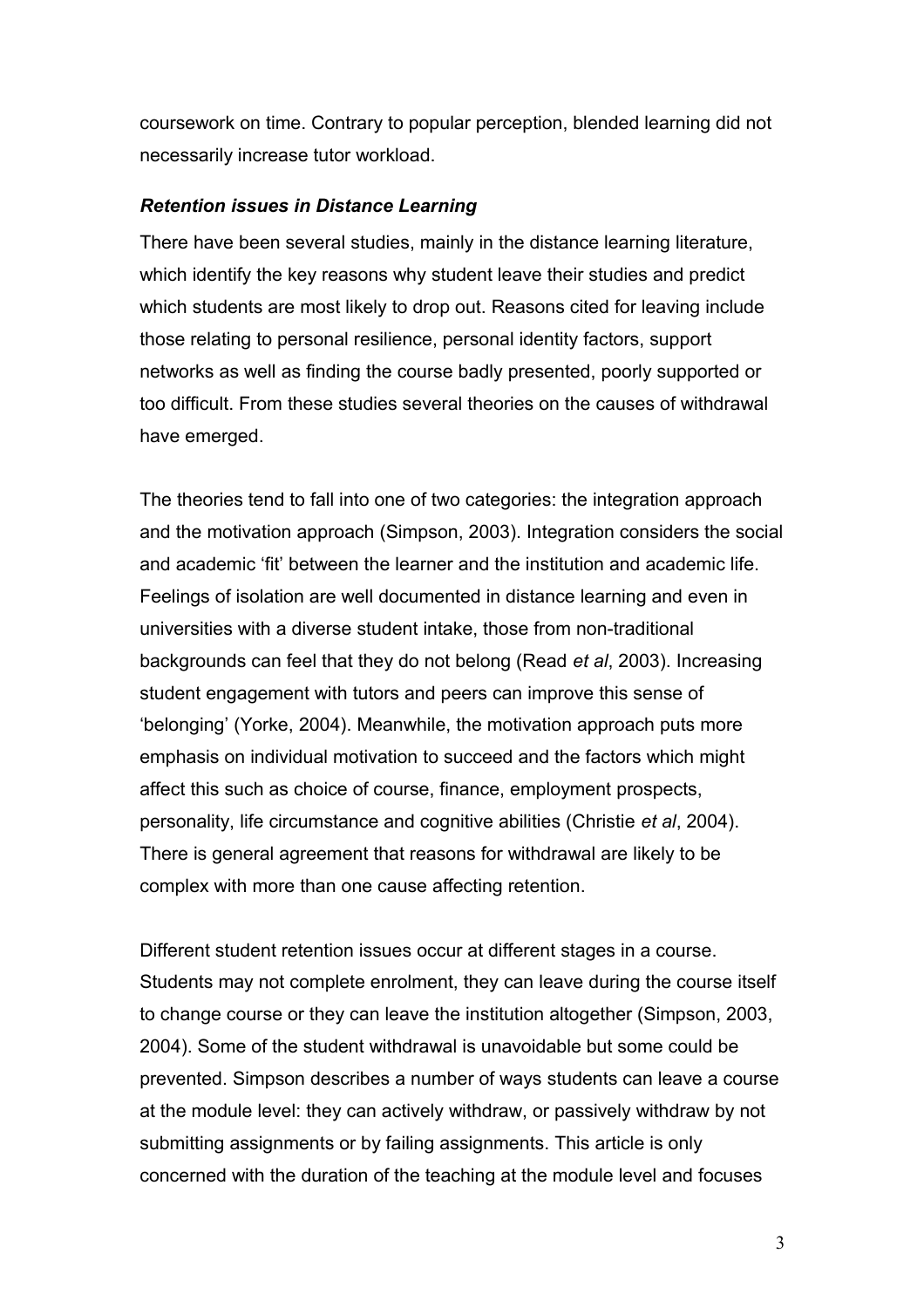coursework on time. Contrary to popular perception, blended learning did not necessarily increase tutor workload.

### ***Retention issues in Distance Learning***

There have been several studies, mainly in the distance learning literature, which identify the key reasons why student leave their studies and predict which students are most likely to drop out. Reasons cited for leaving include those relating to personal resilience, personal identity factors, support networks as well as finding the course badly presented, poorly supported or too difficult. From these studies several theories on the causes of withdrawal have emerged.

The theories tend to fall into one of two categories: the integration approach and the motivation approach (Simpson, 2003). Integration considers the social and academic 'fit' between the learner and the institution and academic life. Feelings of isolation are well documented in distance learning and even in universities with a diverse student intake, those from non-traditional backgrounds can feel that they do not belong (Read *et al*, 2003). Increasing student engagement with tutors and peers can improve this sense of 'belonging' (Yorke, 2004). Meanwhile, the motivation approach puts more emphasis on individual motivation to succeed and the factors which might affect this such as choice of course, finance, employment prospects, personality, life circumstance and cognitive abilities (Christie *et al*, 2004). There is general agreement that reasons for withdrawal are likely to be complex with more than one cause affecting retention.

Different student retention issues occur at different stages in a course. Students may not complete enrolment, they can leave during the course itself to change course or they can leave the institution altogether (Simpson, 2003, 2004). Some of the student withdrawal is unavoidable but some could be prevented. Simpson describes a number of ways students can leave a course at the module level: they can actively withdraw, or passively withdraw by not submitting assignments or by failing assignments. This article is only concerned with the duration of the teaching at the module level and focuses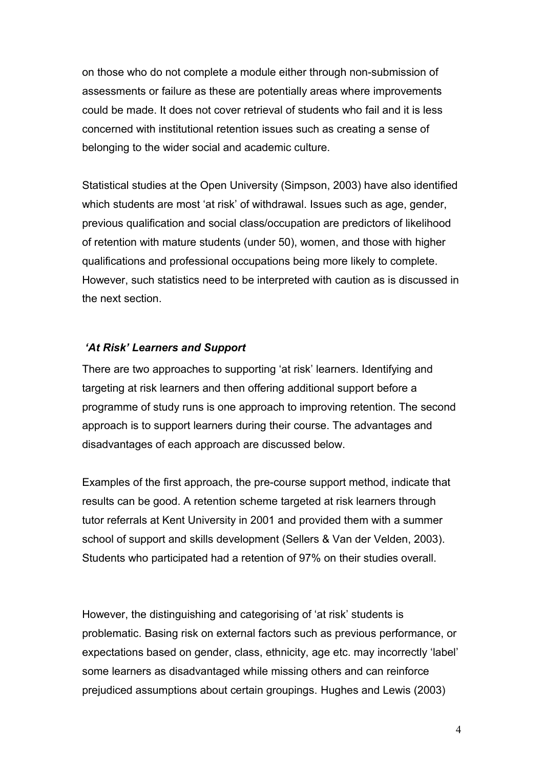on those who do not complete a module either through non-submission of assessments or failure as these are potentially areas where improvements could be made. It does not cover retrieval of students who fail and it is less concerned with institutional retention issues such as creating a sense of belonging to the wider social and academic culture.

Statistical studies at the Open University (Simpson, 2003) have also identified which students are most 'at risk' of withdrawal. Issues such as age, gender, previous qualification and social class/occupation are predictors of likelihood of retention with mature students (under 50), women, and those with higher qualifications and professional occupations being more likely to complete. However, such statistics need to be interpreted with caution as is discussed in the next section.

### *'At Risk' Learners and Support*

There are two approaches to supporting 'at risk' learners. Identifying and targeting at risk learners and then offering additional support before a programme of study runs is one approach to improving retention. The second approach is to support learners during their course. The advantages and disadvantages of each approach are discussed below.

Examples of the first approach, the pre-course support method, indicate that results can be good. A retention scheme targeted at risk learners through tutor referrals at Kent University in 2001 and provided them with a summer school of support and skills development (Sellers & Van der Velden, 2003). Students who participated had a retention of 97% on their studies overall.

However, the distinguishing and categorising of 'at risk' students is problematic. Basing risk on external factors such as previous performance, or expectations based on gender, class, ethnicity, age etc. may incorrectly 'label' some learners as disadvantaged while missing others and can reinforce prejudiced assumptions about certain groupings. Hughes and Lewis (2003)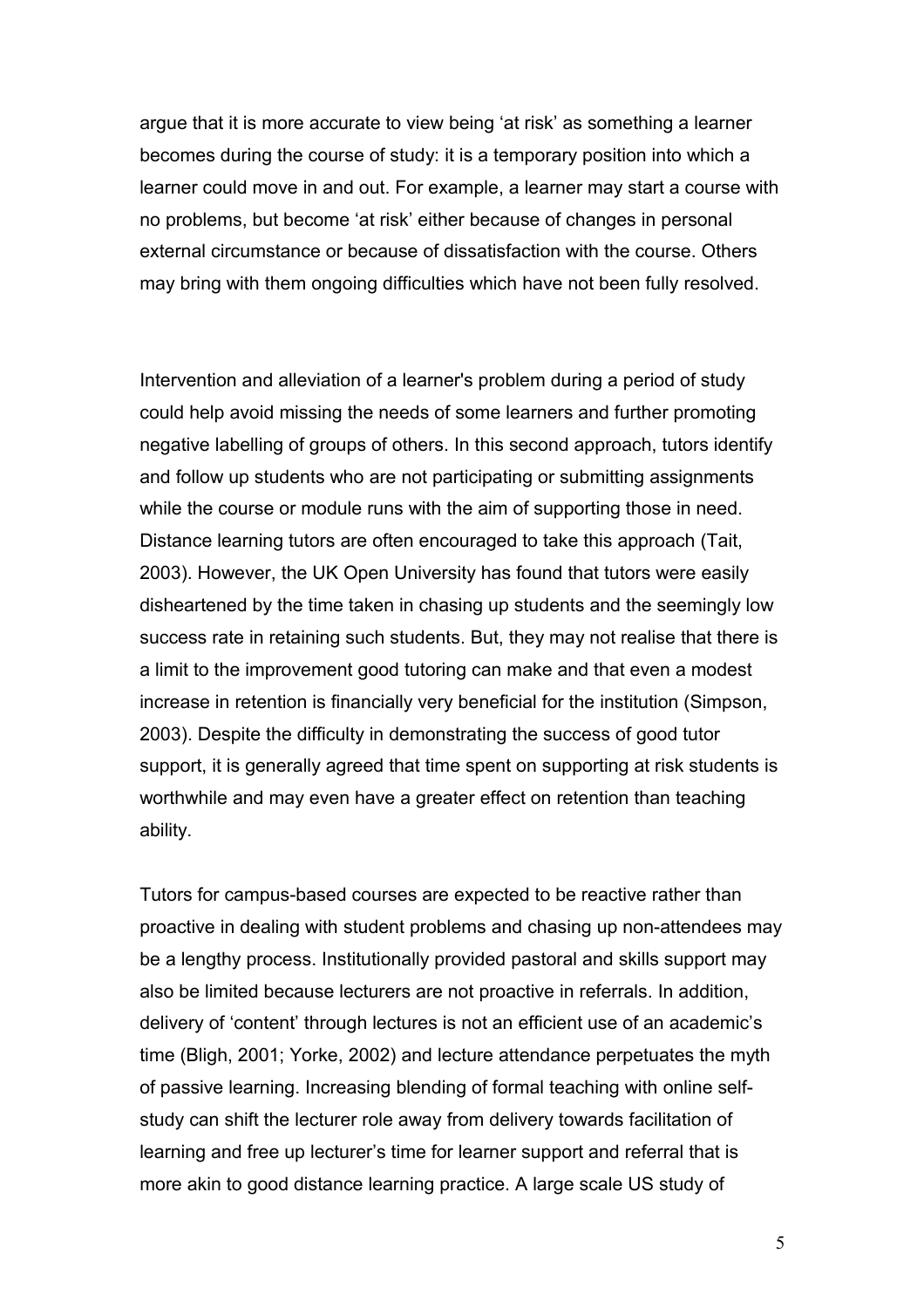argue that it is more accurate to view being 'at risk' as something a learner becomes during the course of study: it is a temporary position into which a learner could move in and out. For example, a learner may start a course with no problems, but become 'at risk' either because of changes in personal external circumstance or because of dissatisfaction with the course. Others may bring with them ongoing difficulties which have not been fully resolved.

Intervention and alleviation of a learner's problem during a period of study could help avoid missing the needs of some learners and further promoting negative labelling of groups of others. In this second approach, tutors identify and follow up students who are not participating or submitting assignments while the course or module runs with the aim of supporting those in need. Distance learning tutors are often encouraged to take this approach (Tait, 2003). However, the UK Open University has found that tutors were easily disheartened by the time taken in chasing up students and the seemingly low success rate in retaining such students. But, they may not realise that there is a limit to the improvement good tutoring can make and that even a modest increase in retention is financially very beneficial for the institution (Simpson, 2003). Despite the difficulty in demonstrating the success of good tutor support, it is generally agreed that time spent on supporting at risk students is worthwhile and may even have a greater effect on retention than teaching ability.

Tutors for campus-based courses are expected to be reactive rather than proactive in dealing with student problems and chasing up non-attendees may be a lengthy process. Institutionally provided pastoral and skills support may also be limited because lecturers are not proactive in referrals. In addition, delivery of 'content' through lectures is not an efficient use of an academic's time (Bligh, 2001; Yorke, 2002) and lecture attendance perpetuates the myth of passive learning. Increasing blending of formal teaching with online self-study can shift the lecturer role away from delivery towards facilitation of learning and free up lecturer's time for learner support and referral that is more akin to good distance learning practice. A large scale US study of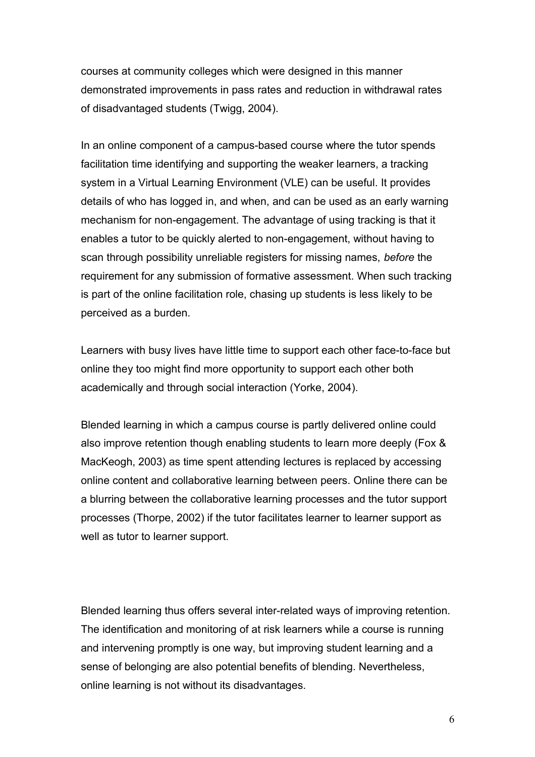courses at community colleges which were designed in this manner demonstrated improvements in pass rates and reduction in withdrawal rates of disadvantaged students (Twigg, 2004).

In an online component of a campus-based course where the tutor spends facilitation time identifying and supporting the weaker learners, a tracking system in a Virtual Learning Environment (VLE) can be useful. It provides details of who has logged in, and when, and can be used as an early warning mechanism for non-engagement. The advantage of using tracking is that it enables a tutor to be quickly alerted to non-engagement, without having to scan through possibility unreliable registers for missing names, *before* the requirement for any submission of formative assessment. When such tracking is part of the online facilitation role, chasing up students is less likely to be perceived as a burden.

Learners with busy lives have little time to support each other face-to-face but online they too might find more opportunity to support each other both academically and through social interaction (Yorke, 2004).

Blended learning in which a campus course is partly delivered online could also improve retention though enabling students to learn more deeply (Fox & MacKeogh, 2003) as time spent attending lectures is replaced by accessing online content and collaborative learning between peers. Online there can be a blurring between the collaborative learning processes and the tutor support processes (Thorpe, 2002) if the tutor facilitates learner to learner support as well as tutor to learner support.

Blended learning thus offers several inter-related ways of improving retention. The identification and monitoring of at risk learners while a course is running and intervening promptly is one way, but improving student learning and a sense of belonging are also potential benefits of blending. Nevertheless, online learning is not without its disadvantages.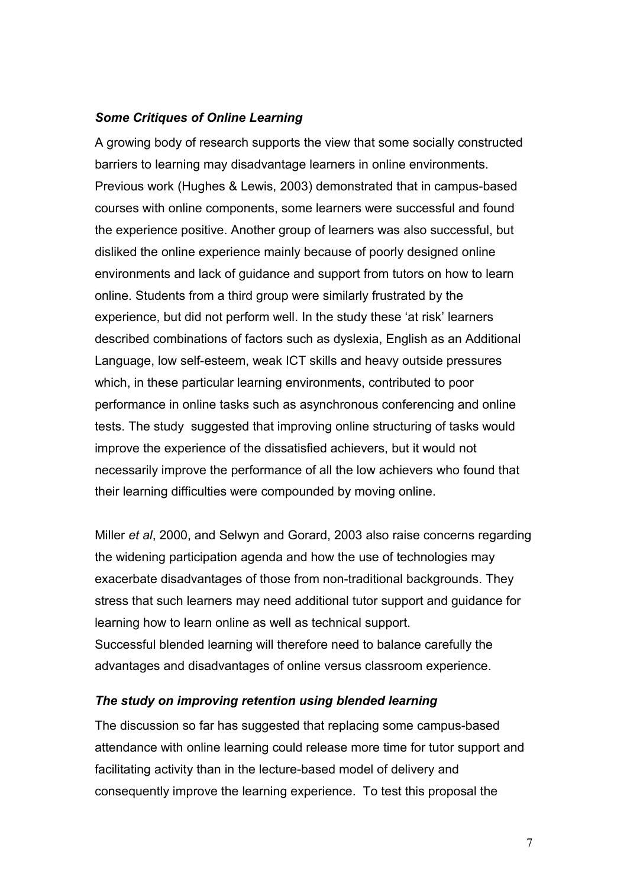### *Some Critiques of Online Learning*

A growing body of research supports the view that some socially constructed barriers to learning may disadvantage learners in online environments. Previous work (Hughes & Lewis, 2003) demonstrated that in campus-based courses with online components, some learners were successful and found the experience positive. Another group of learners was also successful, but disliked the online experience mainly because of poorly designed online environments and lack of guidance and support from tutors on how to learn online. Students from a third group were similarly frustrated by the experience, but did not perform well. In the study these 'at risk' learners described combinations of factors such as dyslexia, English as an Additional Language, low self-esteem, weak ICT skills and heavy outside pressures which, in these particular learning environments, contributed to poor performance in online tasks such as asynchronous conferencing and online tests. The study suggested that improving online structuring of tasks would improve the experience of the dissatisfied achievers, but it would not necessarily improve the performance of all the low achievers who found that their learning difficulties were compounded by moving online.

Miller *et al*, 2000, and Selwyn and Gorard, 2003 also raise concerns regarding the widening participation agenda and how the use of technologies may exacerbate disadvantages of those from non-traditional backgrounds. They stress that such learners may need additional tutor support and guidance for learning how to learn online as well as technical support.
Successful blended learning will therefore need to balance carefully the advantages and disadvantages of online versus classroom experience.

### *The study on improving retention using blended learning*

The discussion so far has suggested that replacing some campus-based attendance with online learning could release more time for tutor support and facilitating activity than in the lecture-based model of delivery and consequently improve the learning experience. To test this proposal the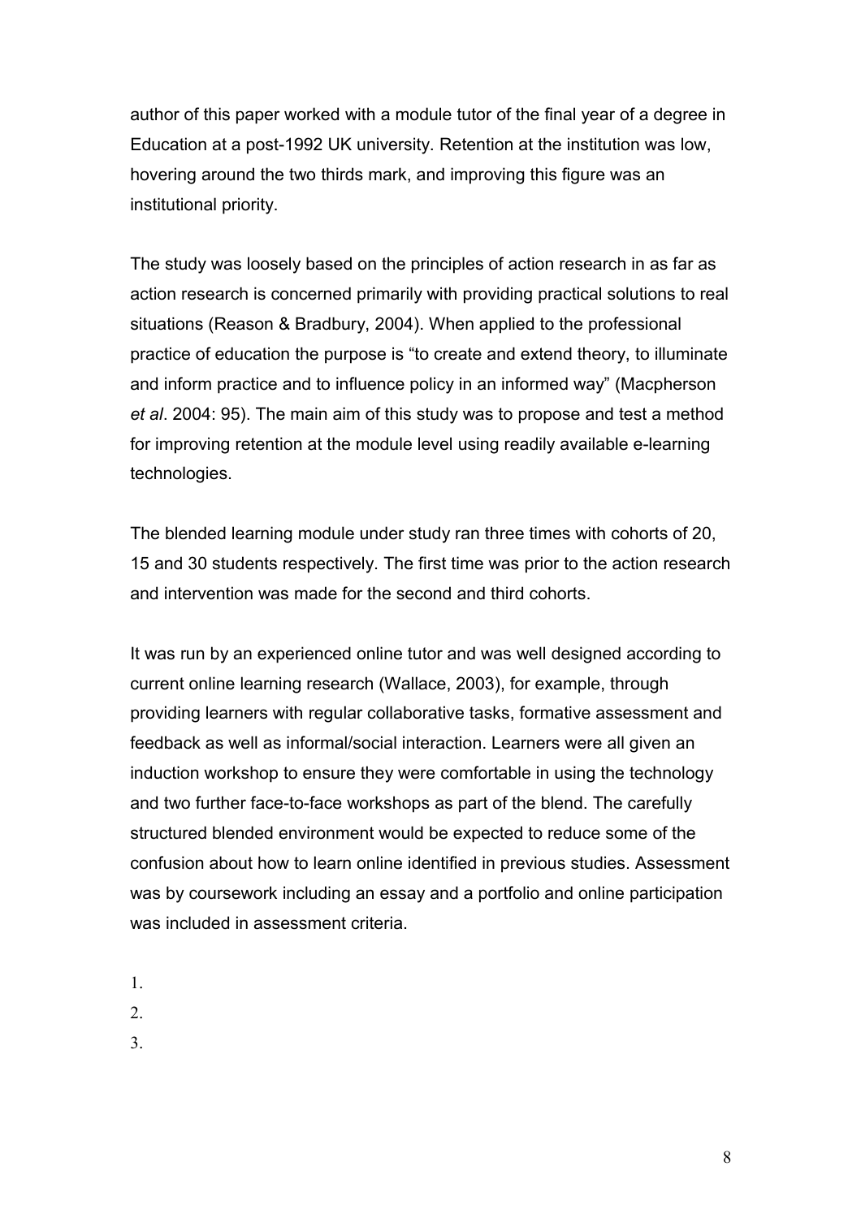author of this paper worked with a module tutor of the final year of a degree in Education at a post-1992 UK university. Retention at the institution was low, hovering around the two thirds mark, and improving this figure was an institutional priority.

The study was loosely based on the principles of action research in as far as action research is concerned primarily with providing practical solutions to real situations (Reason & Bradbury, 2004). When applied to the professional practice of education the purpose is "to create and extend theory, to illuminate and inform practice and to influence policy in an informed way" (Macpherson *et al*. 2004: 95). The main aim of this study was to propose and test a method for improving retention at the module level using readily available e-learning technologies.

The blended learning module under study ran three times with cohorts of 20, 15 and 30 students respectively. The first time was prior to the action research and intervention was made for the second and third cohorts.

It was run by an experienced online tutor and was well designed according to current online learning research (Wallace, 2003), for example, through providing learners with regular collaborative tasks, formative assessment and feedback as well as informal/social interaction. Learners were all given an induction workshop to ensure they were comfortable in using the technology and two further face-to-face workshops as part of the blend. The carefully structured blended environment would be expected to reduce some of the confusion about how to learn online identified in previous studies. Assessment was by coursework including an essay and a portfolio and online participation was included in assessment criteria.

1.
2.
3.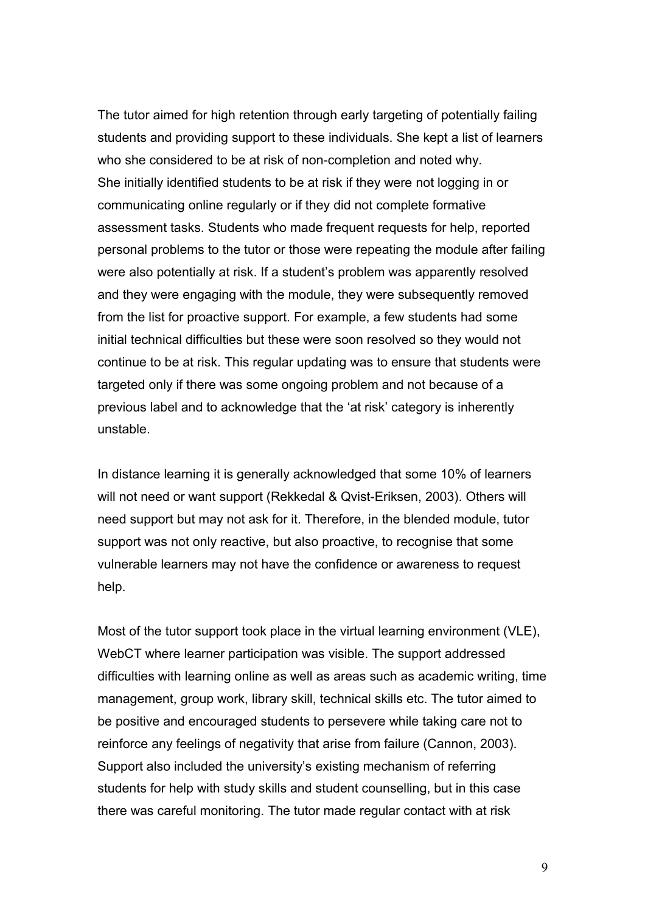The tutor aimed for high retention through early targeting of potentially failing students and providing support to these individuals. She kept a list of learners who she considered to be at risk of non-completion and noted why.
She initially identified students to be at risk if they were not logging in or communicating online regularly or if they did not complete formative assessment tasks. Students who made frequent requests for help, reported personal problems to the tutor or those were repeating the module after failing were also potentially at risk. If a student's problem was apparently resolved and they were engaging with the module, they were subsequently removed from the list for proactive support. For example, a few students had some initial technical difficulties but these were soon resolved so they would not continue to be at risk. This regular updating was to ensure that students were targeted only if there was some ongoing problem and not because of a previous label and to acknowledge that the 'at risk' category is inherently unstable.

In distance learning it is generally acknowledged that some 10% of learners will not need or want support (Rekkedal & Qvist-Eriksen, 2003). Others will need support but may not ask for it. Therefore, in the blended module, tutor support was not only reactive, but also proactive, to recognise that some vulnerable learners may not have the confidence or awareness to request help.

Most of the tutor support took place in the virtual learning environment (VLE), WebCT where learner participation was visible. The support addressed difficulties with learning online as well as areas such as academic writing, time management, group work, library skill, technical skills etc. The tutor aimed to be positive and encouraged students to persevere while taking care not to reinforce any feelings of negativity that arise from failure (Cannon, 2003). Support also included the university's existing mechanism of referring students for help with study skills and student counselling, but in this case there was careful monitoring. The tutor made regular contact with at risk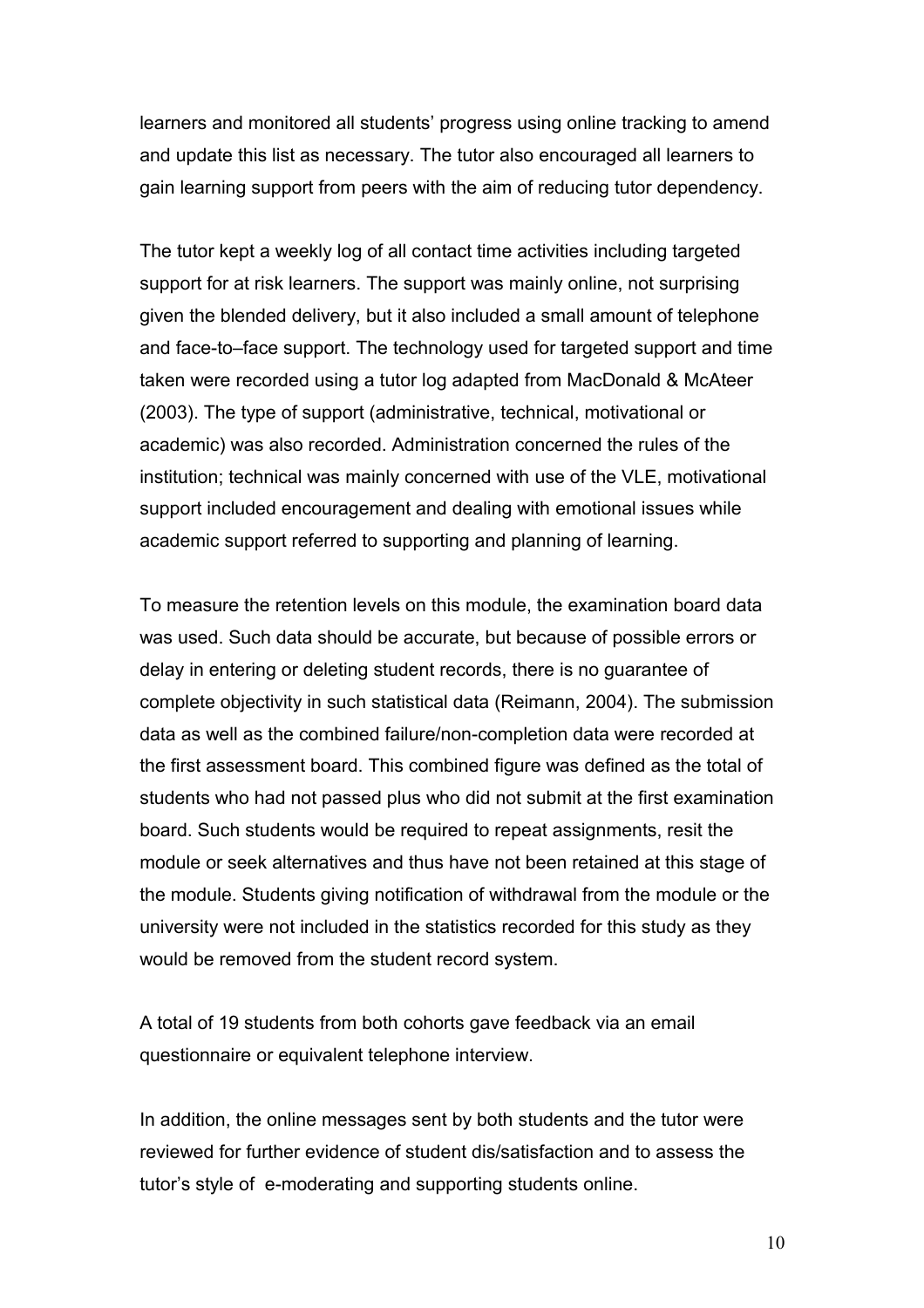learners and monitored all students' progress using online tracking to amend and update this list as necessary. The tutor also encouraged all learners to gain learning support from peers with the aim of reducing tutor dependency.

The tutor kept a weekly log of all contact time activities including targeted support for at risk learners. The support was mainly online, not surprising given the blended delivery, but it also included a small amount of telephone and face-to–face support. The technology used for targeted support and time taken were recorded using a tutor log adapted from MacDonald & McAteer (2003). The type of support (administrative, technical, motivational or academic) was also recorded. Administration concerned the rules of the institution; technical was mainly concerned with use of the VLE, motivational support included encouragement and dealing with emotional issues while academic support referred to supporting and planning of learning.

To measure the retention levels on this module, the examination board data was used. Such data should be accurate, but because of possible errors or delay in entering or deleting student records, there is no guarantee of complete objectivity in such statistical data (Reimann, 2004). The submission data as well as the combined failure/non-completion data were recorded at the first assessment board. This combined figure was defined as the total of students who had not passed plus who did not submit at the first examination board. Such students would be required to repeat assignments, resit the module or seek alternatives and thus have not been retained at this stage of the module. Students giving notification of withdrawal from the module or the university were not included in the statistics recorded for this study as they would be removed from the student record system.

A total of 19 students from both cohorts gave feedback via an email questionnaire or equivalent telephone interview.

In addition, the online messages sent by both students and the tutor were reviewed for further evidence of student dis/satisfaction and to assess the tutor's style of e-moderating and supporting students online.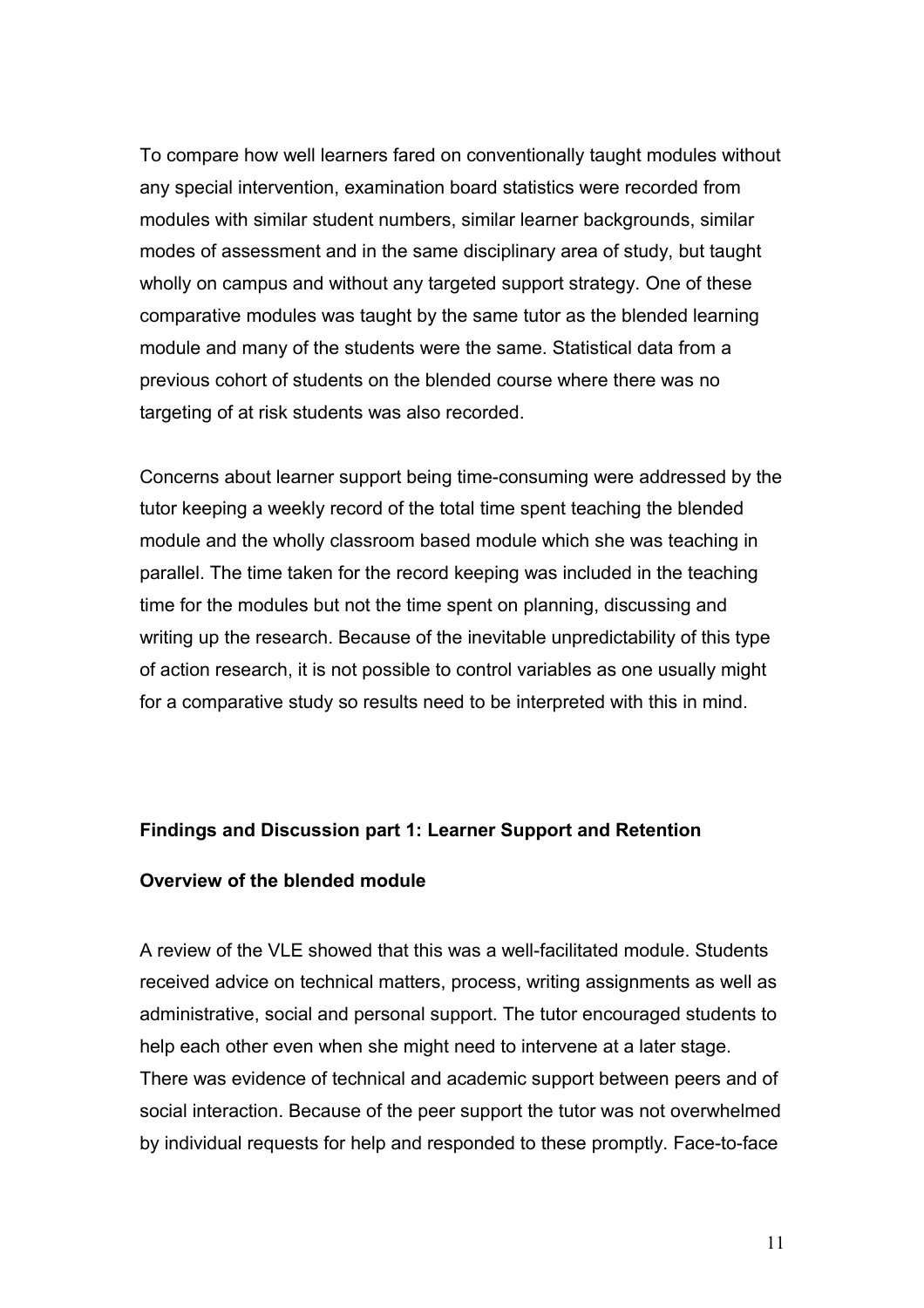To compare how well learners fared on conventionally taught modules without any special intervention, examination board statistics were recorded from modules with similar student numbers, similar learner backgrounds, similar modes of assessment and in the same disciplinary area of study, but taught wholly on campus and without any targeted support strategy. One of these comparative modules was taught by the same tutor as the blended learning module and many of the students were the same. Statistical data from a previous cohort of students on the blended course where there was no targeting of at risk students was also recorded.

Concerns about learner support being time-consuming were addressed by the tutor keeping a weekly record of the total time spent teaching the blended module and the wholly classroom based module which she was teaching in parallel. The time taken for the record keeping was included in the teaching time for the modules but not the time spent on planning, discussing and writing up the research. Because of the inevitable unpredictability of this type of action research, it is not possible to control variables as one usually might for a comparative study so results need to be interpreted with this in mind.

## Findings and Discussion part 1: Learner Support and Retention

### Overview of the blended module

A review of the VLE showed that this was a well-facilitated module. Students received advice on technical matters, process, writing assignments as well as administrative, social and personal support. The tutor encouraged students to help each other even when she might need to intervene at a later stage. There was evidence of technical and academic support between peers and of social interaction. Because of the peer support the tutor was not overwhelmed by individual requests for help and responded to these promptly. Face-to-face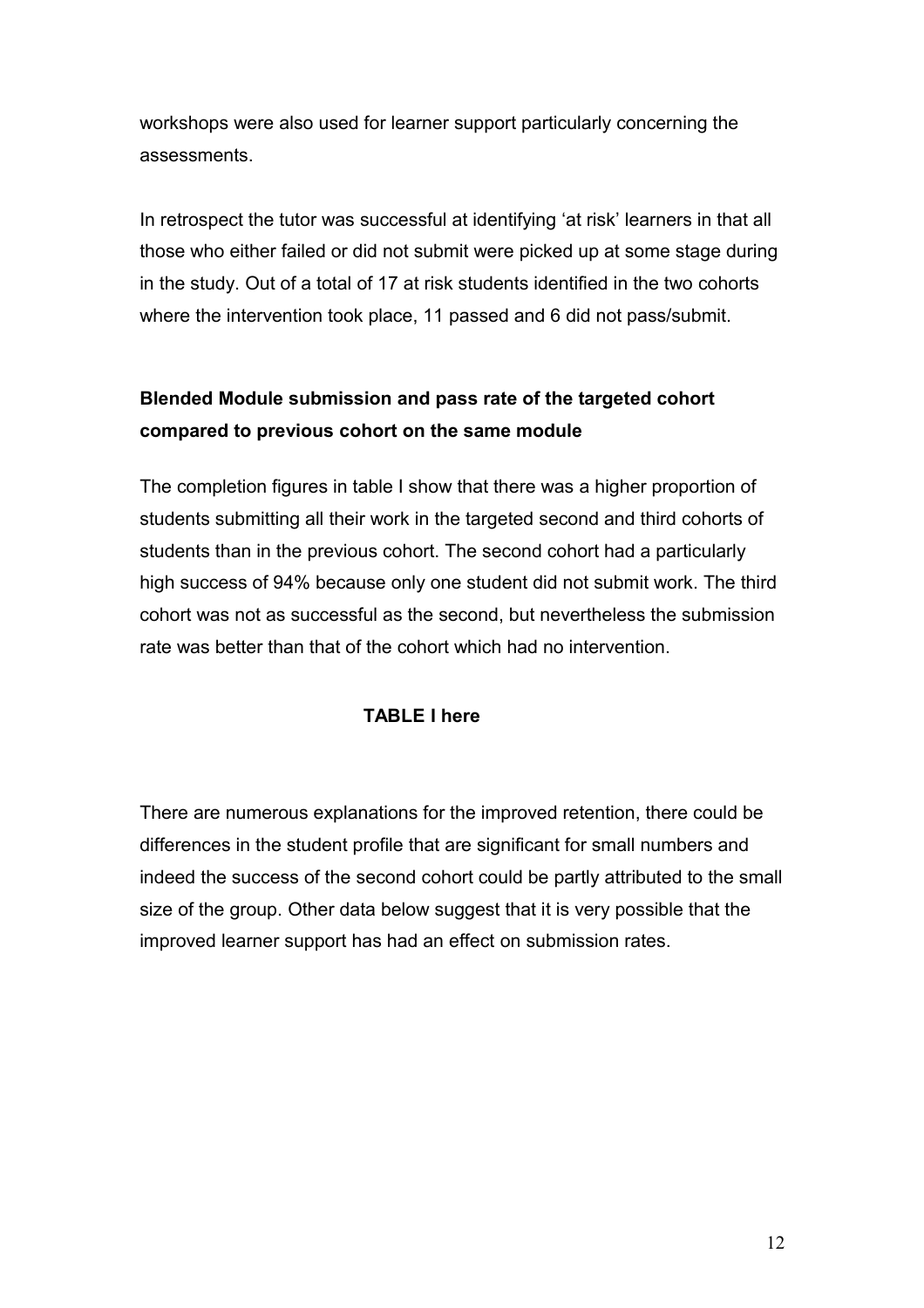workshops were also used for learner support particularly concerning the assessments.

In retrospect the tutor was successful at identifying 'at risk' learners in that all those who either failed or did not submit were picked up at some stage during in the study. Out of a total of 17 at risk students identified in the two cohorts where the intervention took place, 11 passed and 6 did not pass/submit.

## Blended Module submission and pass rate of the targeted cohort compared to previous cohort on the same module

The completion figures in table I show that there was a higher proportion of students submitting all their work in the targeted second and third cohorts of students than in the previous cohort. The second cohort had a particularly high success of 94% because only one student did not submit work. The third cohort was not as successful as the second, but nevertheless the submission rate was better than that of the cohort which had no intervention.

**TABLE I here**

There are numerous explanations for the improved retention, there could be differences in the student profile that are significant for small numbers and indeed the success of the second cohort could be partly attributed to the small size of the group. Other data below suggest that it is very possible that the improved learner support has had an effect on submission rates.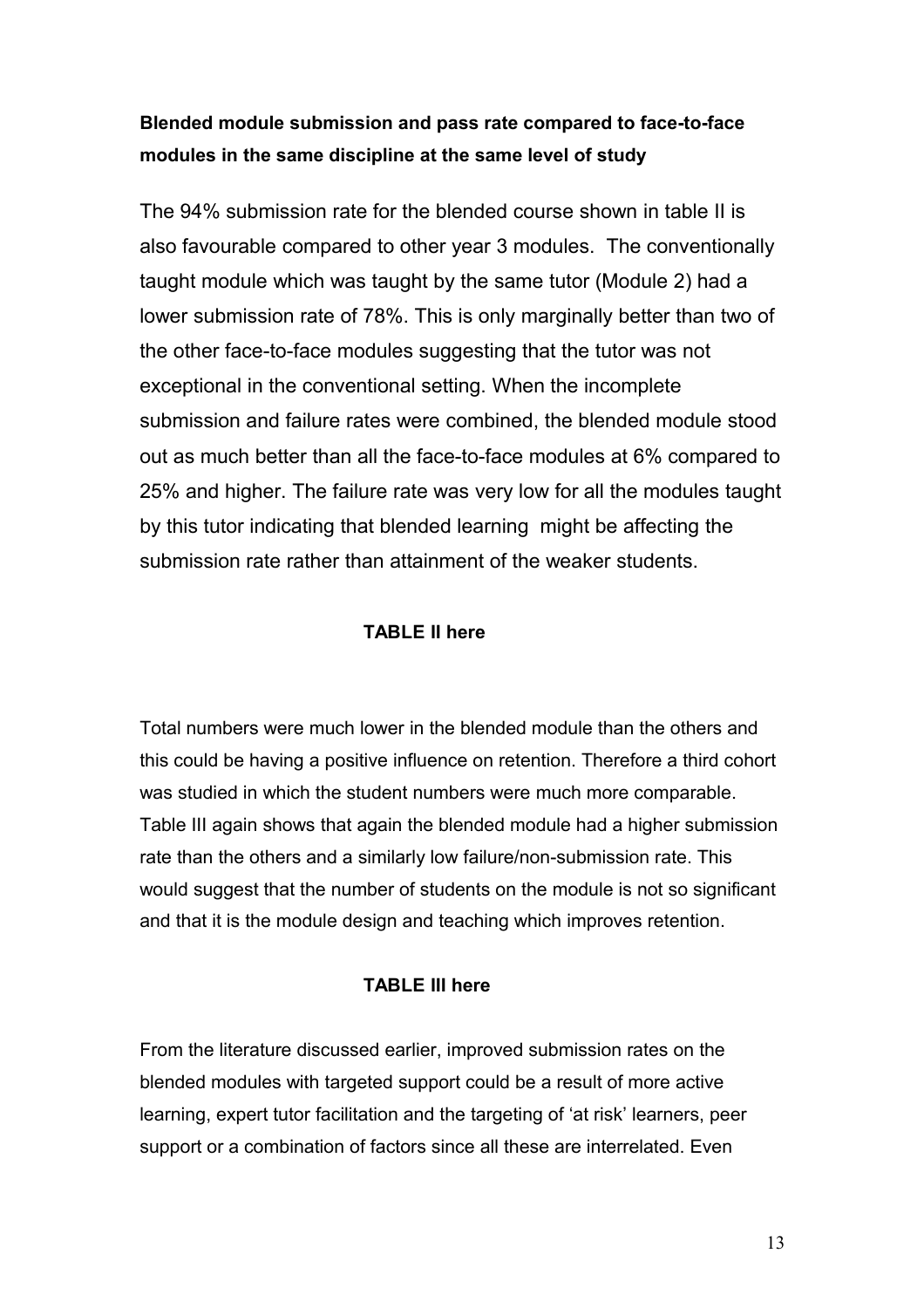**Blended module submission and pass rate compared to face-to-face modules in the same discipline at the same level of study**

The 94% submission rate for the blended course shown in table II is also favourable compared to other year 3 modules. The conventionally taught module which was taught by the same tutor (Module 2) had a lower submission rate of 78%. This is only marginally better than two of the other face-to-face modules suggesting that the tutor was not exceptional in the conventional setting. When the incomplete submission and failure rates were combined, the blended module stood out as much better than all the face-to-face modules at 6% compared to 25% and higher. The failure rate was very low for all the modules taught by this tutor indicating that blended learning might be affecting the submission rate rather than attainment of the weaker students.

**TABLE II here**

Total numbers were much lower in the blended module than the others and this could be having a positive influence on retention. Therefore a third cohort was studied in which the student numbers were much more comparable. Table III again shows that again the blended module had a higher submission rate than the others and a similarly low failure/non-submission rate. This would suggest that the number of students on the module is not so significant and that it is the module design and teaching which improves retention.

**TABLE III here**

From the literature discussed earlier, improved submission rates on the blended modules with targeted support could be a result of more active learning, expert tutor facilitation and the targeting of 'at risk' learners, peer support or a combination of factors since all these are interrelated. Even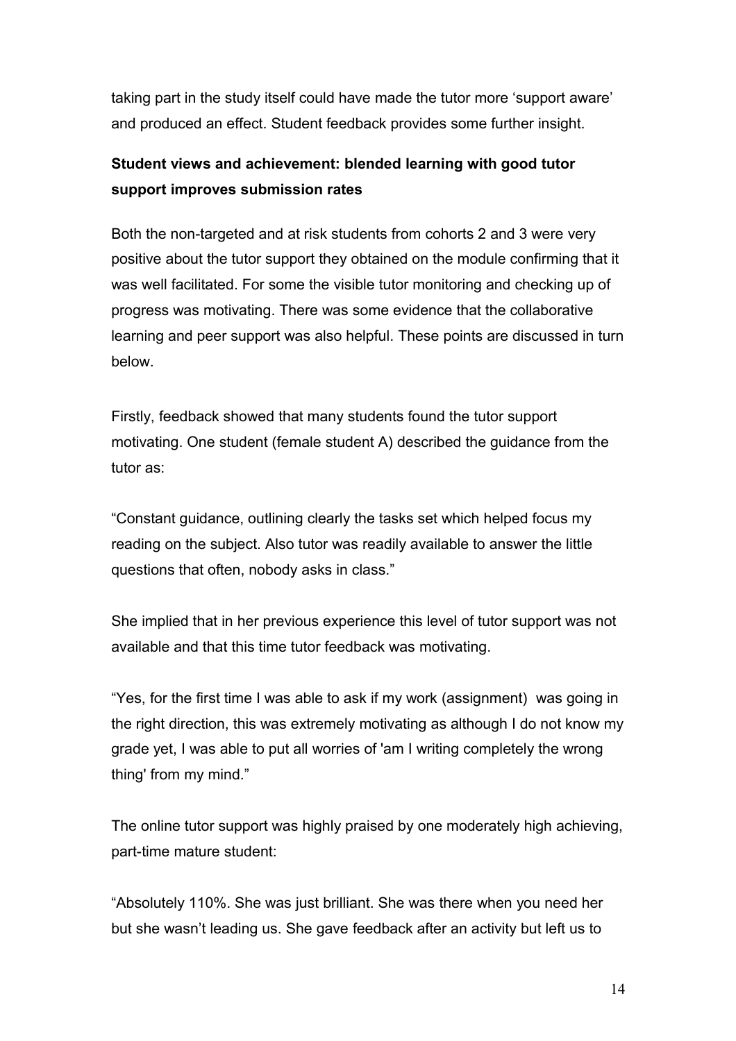taking part in the study itself could have made the tutor more 'support aware' and produced an effect. Student feedback provides some further insight.

**Student views and achievement: blended learning with good tutor support improves submission rates**

Both the non-targeted and at risk students from cohorts 2 and 3 were very positive about the tutor support they obtained on the module confirming that it was well facilitated. For some the visible tutor monitoring and checking up of progress was motivating. There was some evidence that the collaborative learning and peer support was also helpful. These points are discussed in turn below.

Firstly, feedback showed that many students found the tutor support motivating. One student (female student A) described the guidance from the tutor as:

"Constant guidance, outlining clearly the tasks set which helped focus my reading on the subject. Also tutor was readily available to answer the little questions that often, nobody asks in class."

She implied that in her previous experience this level of tutor support was not available and that this time tutor feedback was motivating.

"Yes, for the first time I was able to ask if my work (assignment) was going in the right direction, this was extremely motivating as although I do not know my grade yet, I was able to put all worries of 'am I writing completely the wrong thing' from my mind."

The online tutor support was highly praised by one moderately high achieving, part-time mature student:

"Absolutely 110%. She was just brilliant. She was there when you need her but she wasn't leading us. She gave feedback after an activity but left us to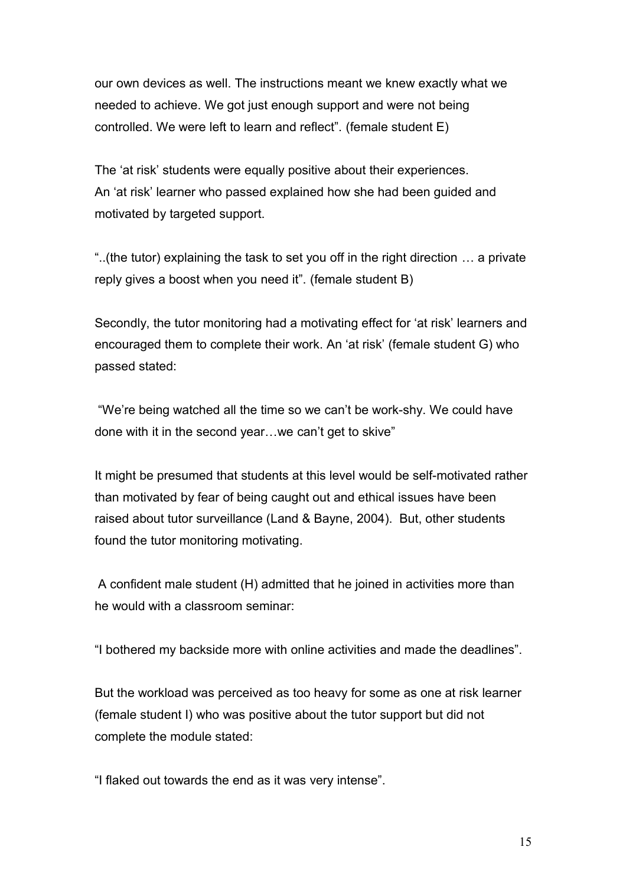our own devices as well. The instructions meant we knew exactly what we needed to achieve. We got just enough support and were not being controlled. We were left to learn and reflect". (female student E)

The 'at risk' students were equally positive about their experiences. An 'at risk' learner who passed explained how she had been guided and motivated by targeted support.

"..(the tutor) explaining the task to set you off in the right direction … a private reply gives a boost when you need it". (female student B)

Secondly, the tutor monitoring had a motivating effect for 'at risk' learners and encouraged them to complete their work. An 'at risk' (female student G) who passed stated:

"We're being watched all the time so we can't be work-shy. We could have done with it in the second year…we can't get to skive"

It might be presumed that students at this level would be self-motivated rather than motivated by fear of being caught out and ethical issues have been raised about tutor surveillance (Land & Bayne, 2004). But, other students found the tutor monitoring motivating.

A confident male student (H) admitted that he joined in activities more than he would with a classroom seminar:

"I bothered my backside more with online activities and made the deadlines".

But the workload was perceived as too heavy for some as one at risk learner (female student I) who was positive about the tutor support but did not complete the module stated:

"I flaked out towards the end as it was very intense".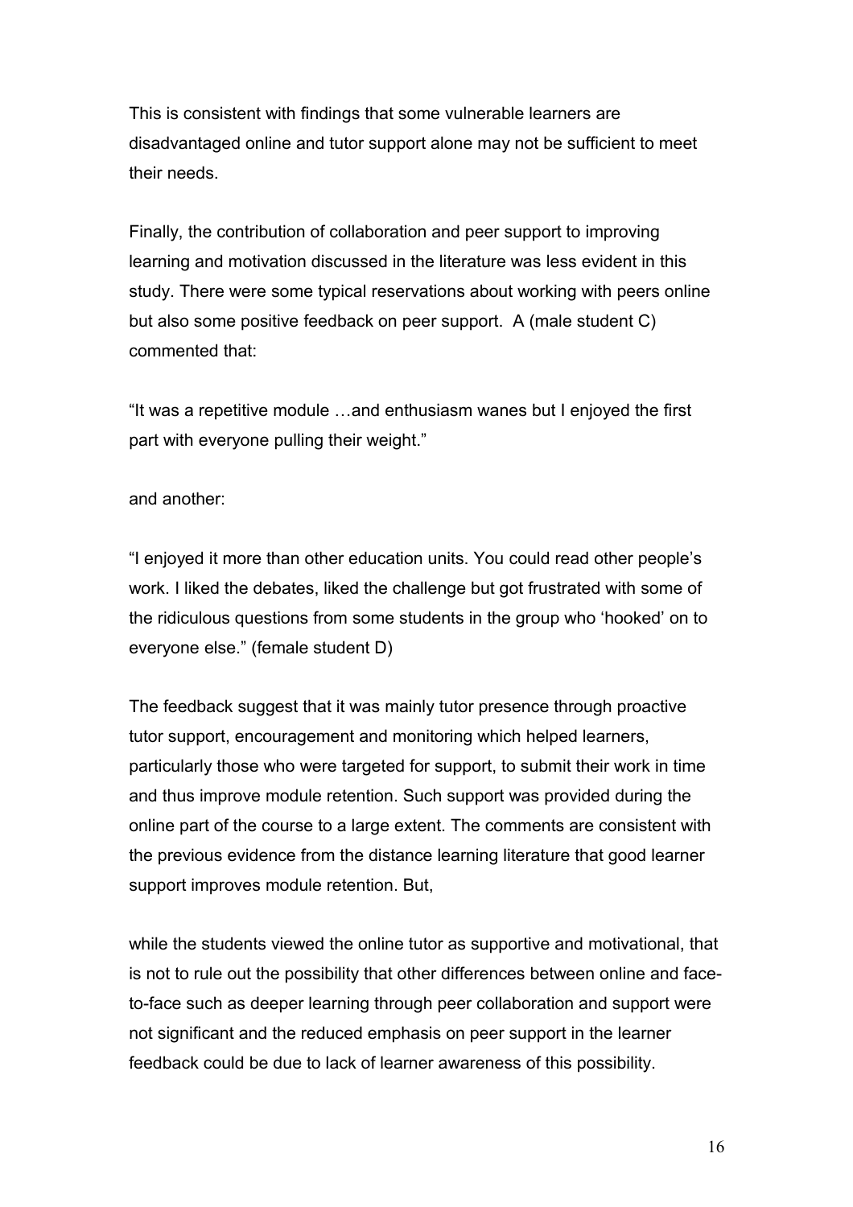This is consistent with findings that some vulnerable learners are disadvantaged online and tutor support alone may not be sufficient to meet their needs.

Finally, the contribution of collaboration and peer support to improving learning and motivation discussed in the literature was less evident in this study. There were some typical reservations about working with peers online but also some positive feedback on peer support. A (male student C) commented that:

"It was a repetitive module …and enthusiasm wanes but I enjoyed the first part with everyone pulling their weight."

and another:

"I enjoyed it more than other education units. You could read other people's work. I liked the debates, liked the challenge but got frustrated with some of the ridiculous questions from some students in the group who 'hooked' on to everyone else." (female student D)

The feedback suggest that it was mainly tutor presence through proactive tutor support, encouragement and monitoring which helped learners, particularly those who were targeted for support, to submit their work in time and thus improve module retention. Such support was provided during the online part of the course to a large extent. The comments are consistent with the previous evidence from the distance learning literature that good learner support improves module retention. But,

while the students viewed the online tutor as supportive and motivational, that is not to rule out the possibility that other differences between online and face-to-face such as deeper learning through peer collaboration and support were not significant and the reduced emphasis on peer support in the learner feedback could be due to lack of learner awareness of this possibility.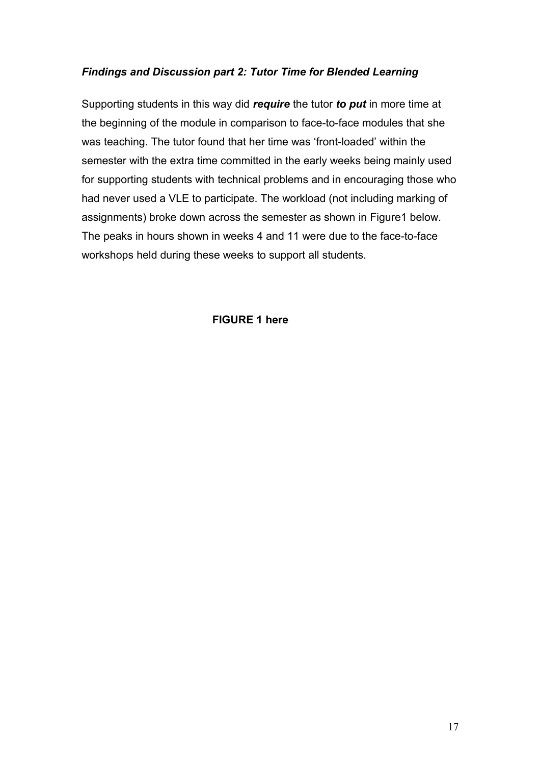### *Findings and Discussion part 2: Tutor Time for Blended Learning*

Supporting students in this way did ***require*** the tutor ***to put*** in more time at the beginning of the module in comparison to face-to-face modules that she was teaching. The tutor found that her time was 'front-loaded' within the semester with the extra time committed in the early weeks being mainly used for supporting students with technical problems and in encouraging those who had never used a VLE to participate. The workload (not including marking of assignments) broke down across the semester as shown in Figure1 below. The peaks in hours shown in weeks 4 and 11 were due to the face-to-face workshops held during these weeks to support all students.

**FIGURE 1 here**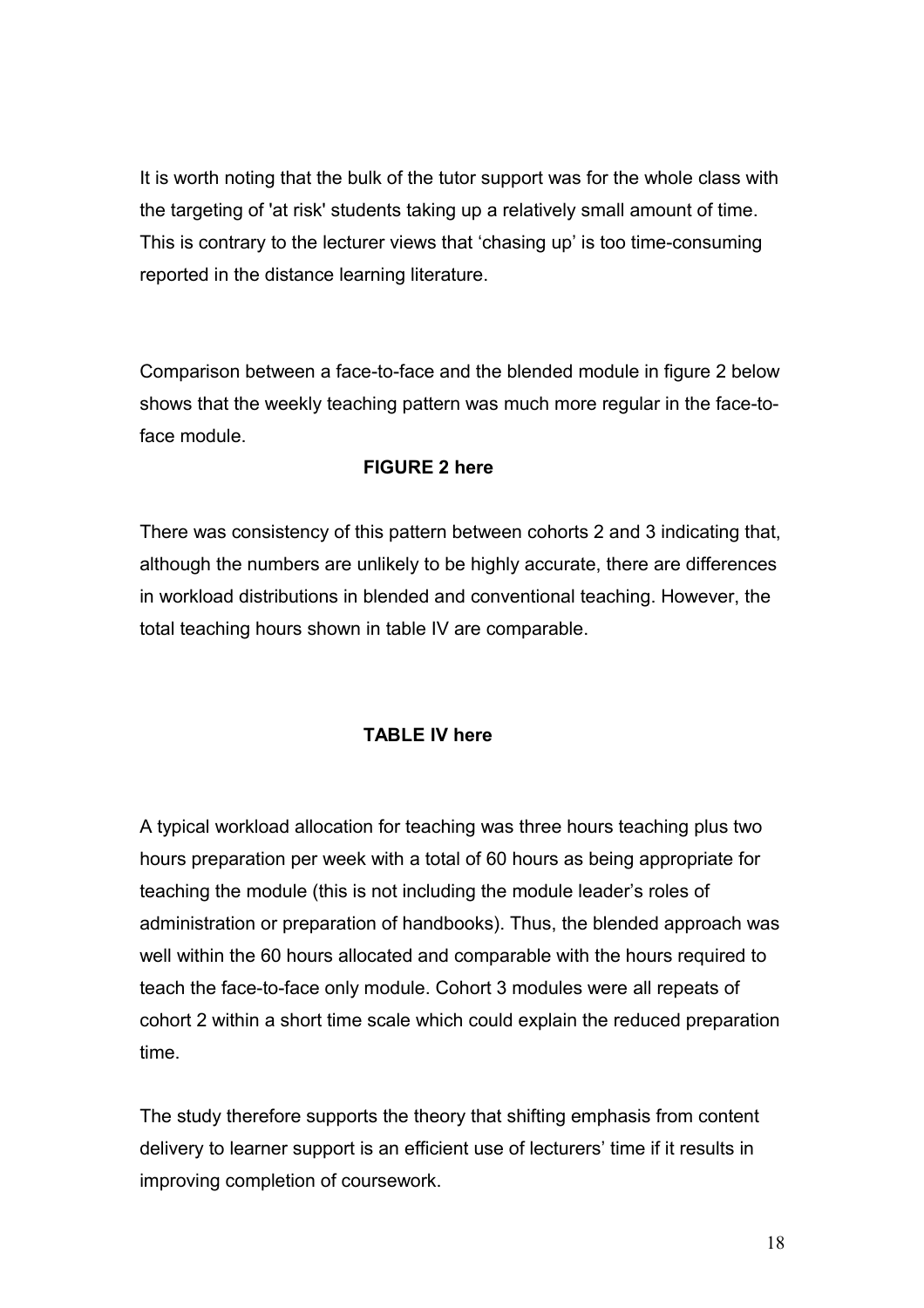It is worth noting that the bulk of the tutor support was for the whole class with the targeting of 'at risk' students taking up a relatively small amount of time. This is contrary to the lecturer views that ‘chasing up’ is too time-consuming reported in the distance learning literature.

Comparison between a face-to-face and the blended module in figure 2 below shows that the weekly teaching pattern was much more regular in the face-to-face module.

**FIGURE 2 here**

There was consistency of this pattern between cohorts 2 and 3 indicating that, although the numbers are unlikely to be highly accurate, there are differences in workload distributions in blended and conventional teaching. However, the total teaching hours shown in table IV are comparable.

**TABLE IV here**

A typical workload allocation for teaching was three hours teaching plus two hours preparation per week with a total of 60 hours as being appropriate for teaching the module (this is not including the module leader’s roles of administration or preparation of handbooks). Thus, the blended approach was well within the 60 hours allocated and comparable with the hours required to teach the face-to-face only module. Cohort 3 modules were all repeats of cohort 2 within a short time scale which could explain the reduced preparation time.

The study therefore supports the theory that shifting emphasis from content delivery to learner support is an efficient use of lecturers’ time if it results in improving completion of coursework.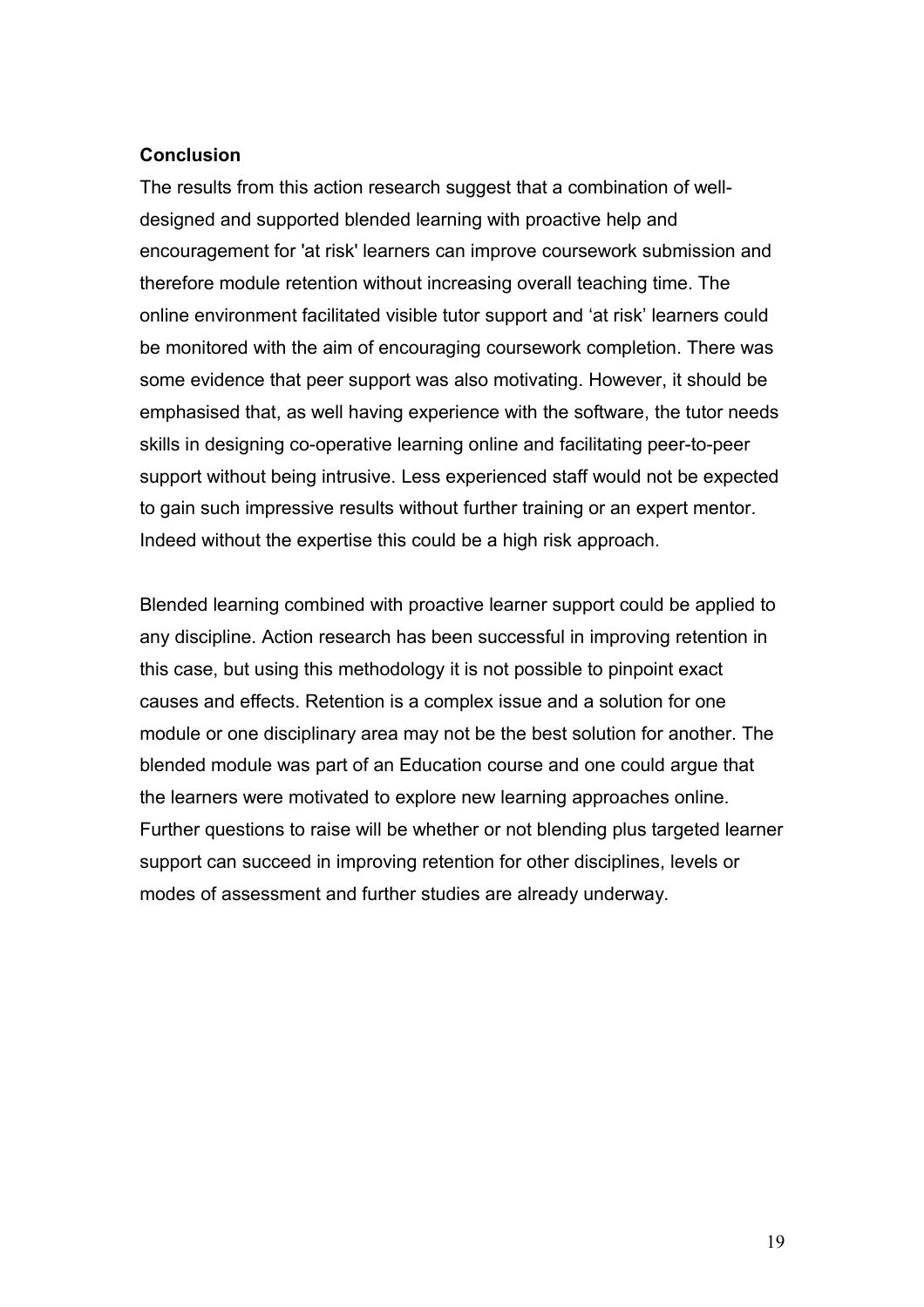**Conclusion**

The results from this action research suggest that a combination of well-designed and supported blended learning with proactive help and encouragement for 'at risk' learners can improve coursework submission and therefore module retention without increasing overall teaching time. The online environment facilitated visible tutor support and 'at risk' learners could be monitored with the aim of encouraging coursework completion. There was some evidence that peer support was also motivating. However, it should be emphasised that, as well having experience with the software, the tutor needs skills in designing co-operative learning online and facilitating peer-to-peer support without being intrusive. Less experienced staff would not be expected to gain such impressive results without further training or an expert mentor. Indeed without the expertise this could be a high risk approach.

Blended learning combined with proactive learner support could be applied to any discipline. Action research has been successful in improving retention in this case, but using this methodology it is not possible to pinpoint exact causes and effects. Retention is a complex issue and a solution for one module or one disciplinary area may not be the best solution for another. The blended module was part of an Education course and one could argue that the learners were motivated to explore new learning approaches online. Further questions to raise will be whether or not blending plus targeted learner support can succeed in improving retention for other disciplines, levels or modes of assessment and further studies are already underway.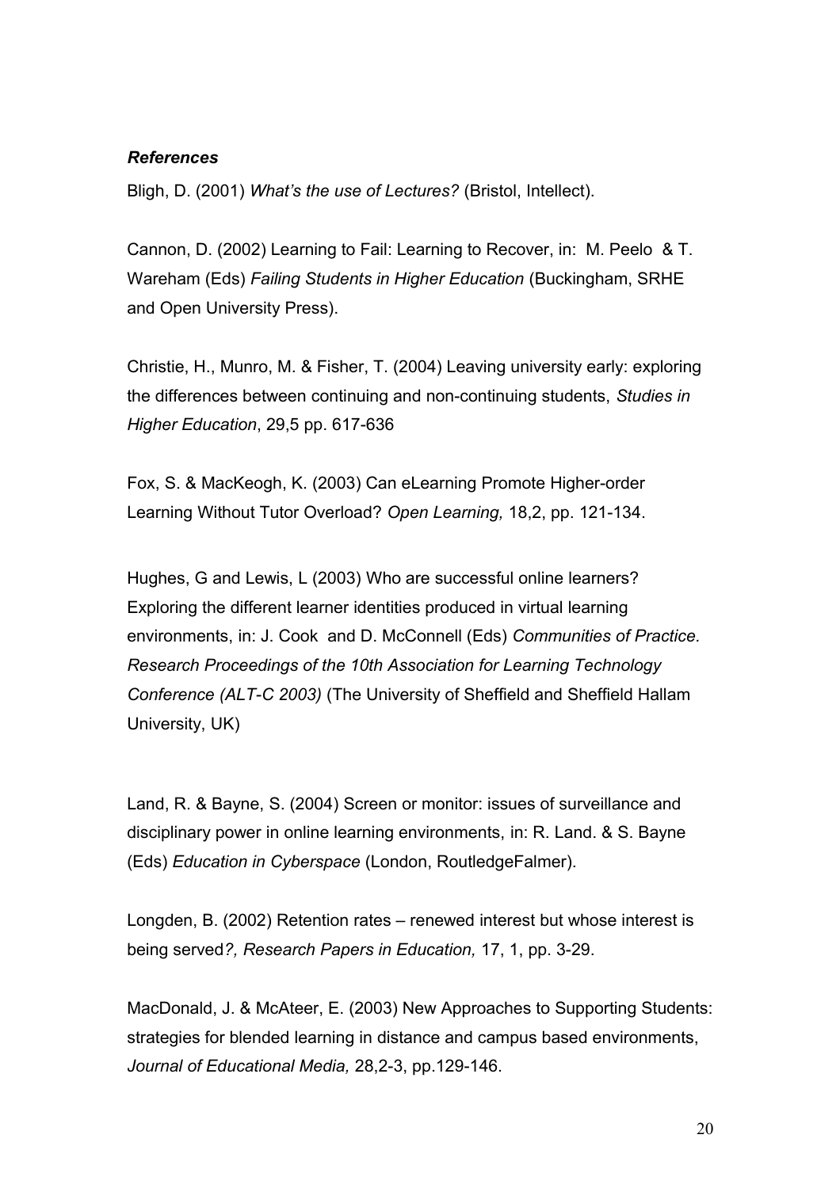### *References*

Bligh, D. (2001) *What's the use of Lectures?* (Bristol, Intellect).

Cannon, D. (2002) Learning to Fail: Learning to Recover, in: M. Peelo & T. Wareham (Eds) *Failing Students in Higher Education* (Buckingham, SRHE and Open University Press).

Christie, H., Munro, M. & Fisher, T. (2004) Leaving university early: exploring the differences between continuing and non-continuing students, *Studies in Higher Education*, 29,5 pp. 617-636

Fox, S. & MacKeogh, K. (2003) Can eLearning Promote Higher-order Learning Without Tutor Overload? *Open Learning,* 18,2, pp. 121-134.

Hughes, G and Lewis, L (2003) Who are successful online learners? Exploring the different learner identities produced in virtual learning environments, in: J. Cook and D. McConnell (Eds) *Communities of Practice. Research Proceedings of the 10th Association for Learning Technology Conference (ALT-C 2003)* (The University of Sheffield and Sheffield Hallam University, UK)

Land, R. & Bayne, S. (2004) Screen or monitor: issues of surveillance and disciplinary power in online learning environments, in: R. Land. & S. Bayne (Eds) *Education in Cyberspace* (London, RoutledgeFalmer).

Longden, B. (2002) Retention rates – renewed interest but whose interest is being served*?, Research Papers in Education,* 17, 1, pp. 3-29.

MacDonald, J. & McAteer, E. (2003) New Approaches to Supporting Students: strategies for blended learning in distance and campus based environments, *Journal of Educational Media,* 28,2-3, pp.129-146.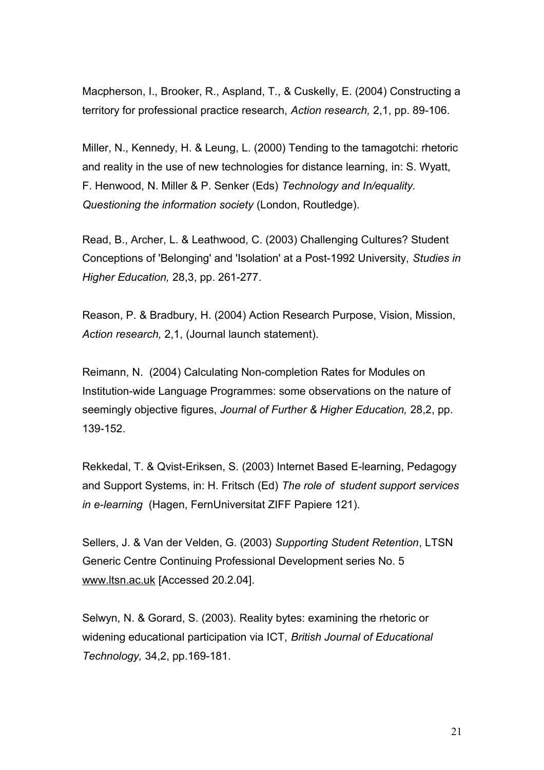Macpherson, I., Brooker, R., Aspland, T., & Cuskelly, E. (2004) Constructing a territory for professional practice research, *Action research,* 2,1, pp. 89-106.

Miller, N., Kennedy, H. & Leung, L. (2000) Tending to the tamagotchi: rhetoric and reality in the use of new technologies for distance learning, in: S. Wyatt, F. Henwood, N. Miller & P. Senker (Eds) *Technology and In/equality. Questioning the information society* (London, Routledge).

Read, B., Archer, L. & Leathwood, C. (2003) Challenging Cultures? Student Conceptions of 'Belonging' and 'Isolation' at a Post-1992 University, *Studies in Higher Education,* 28,3, pp. 261-277.

Reason, P. & Bradbury, H. (2004) Action Research Purpose, Vision, Mission, *Action research,* 2,1, (Journal launch statement).

Reimann, N. (2004) Calculating Non-completion Rates for Modules on Institution-wide Language Programmes: some observations on the nature of seemingly objective figures, *Journal of Further & Higher Education,* 28,2, pp. 139-152.

Rekkedal, T. & Qvist-Eriksen, S. (2003) Internet Based E-learning, Pedagogy and Support Systems, in: H. Fritsch (Ed) *The role of student support services in e-learning* (Hagen, FernUniversitat ZIFF Papiere 121).

Sellers, J. & Van der Velden, G. (2003) *Supporting Student Retention*, LTSN Generic Centre Continuing Professional Development series No. 5 www.ltsn.ac.uk [Accessed 20.2.04].

Selwyn, N. & Gorard, S. (2003). Reality bytes: examining the rhetoric or widening educational participation via ICT, *British Journal of Educational Technology,* 34,2, pp.169-181.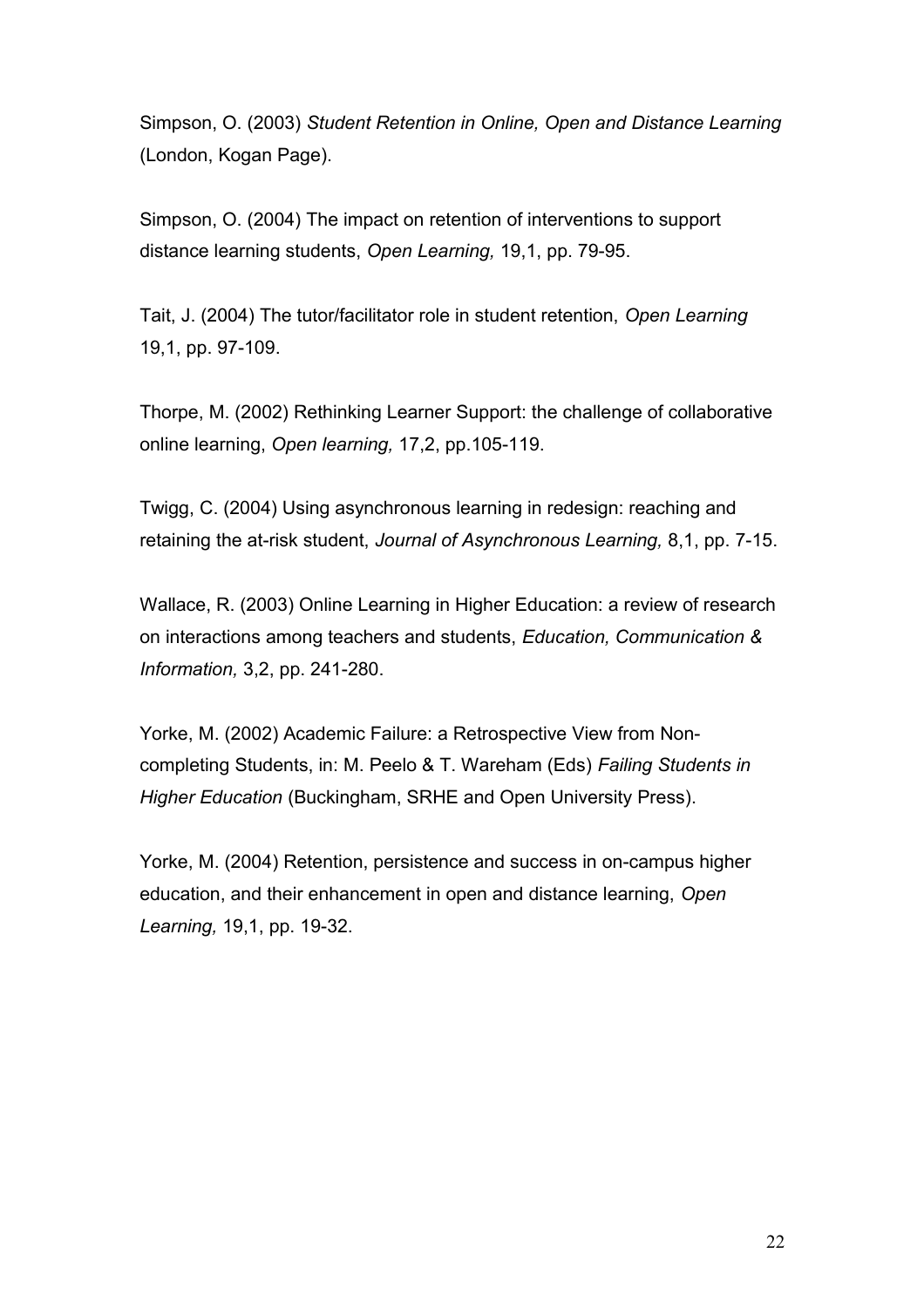Simpson, O. (2003) *Student Retention in Online, Open and Distance Learning* (London, Kogan Page).

Simpson, O. (2004) The impact on retention of interventions to support distance learning students, *Open Learning,* 19,1, pp. 79-95.

Tait, J. (2004) The tutor/facilitator role in student retention, *Open Learning* 19,1, pp. 97-109.

Thorpe, M. (2002) Rethinking Learner Support: the challenge of collaborative online learning, *Open learning,* 17,2, pp.105-119.

Twigg, C. (2004) Using asynchronous learning in redesign: reaching and retaining the at-risk student, *Journal of Asynchronous Learning,* 8,1, pp. 7-15.

Wallace, R. (2003) Online Learning in Higher Education: a review of research on interactions among teachers and students, *Education, Communication & Information,* 3,2, pp. 241-280.

Yorke, M. (2002) Academic Failure: a Retrospective View from Non-completing Students, in: M. Peelo & T. Wareham (Eds) *Failing Students in Higher Education* (Buckingham, SRHE and Open University Press).

Yorke, M. (2004) Retention, persistence and success in on-campus higher education, and their enhancement in open and distance learning, *Open Learning,* 19,1, pp. 19-32.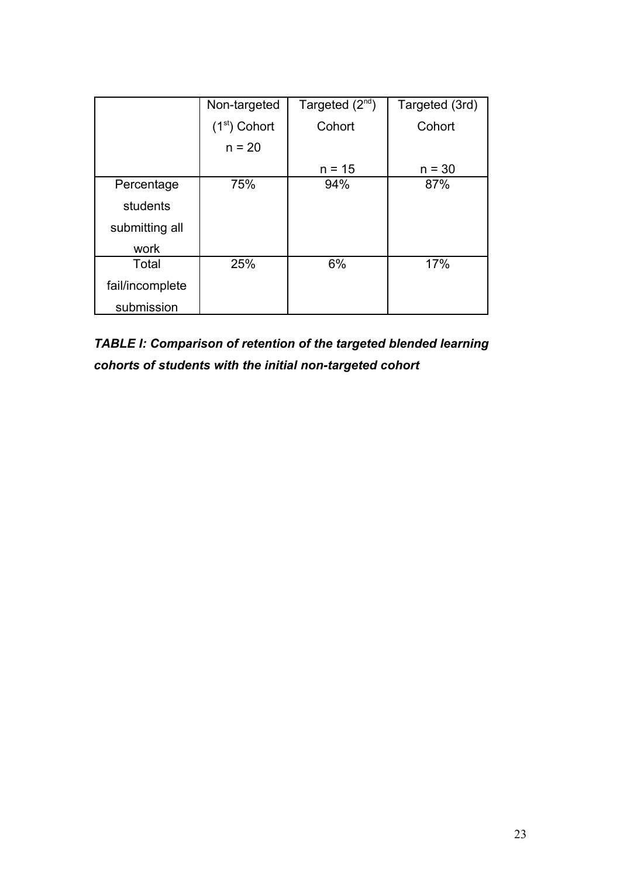| | Non-targeted ($1^{st}$) Cohort n = 20 | Targeted ($2^{nd}$) Cohort n = 15 | Targeted (3rd) Cohort n = 30 |
|---|---|---|---|
| Percentage students submitting all work | 75% | 94% | 87% |
| Total fail/incomplete submission | 25% | 6% | 17% |

***TABLE I: Comparison of retention of the targeted blended learning cohorts of students with the initial non-targeted cohort***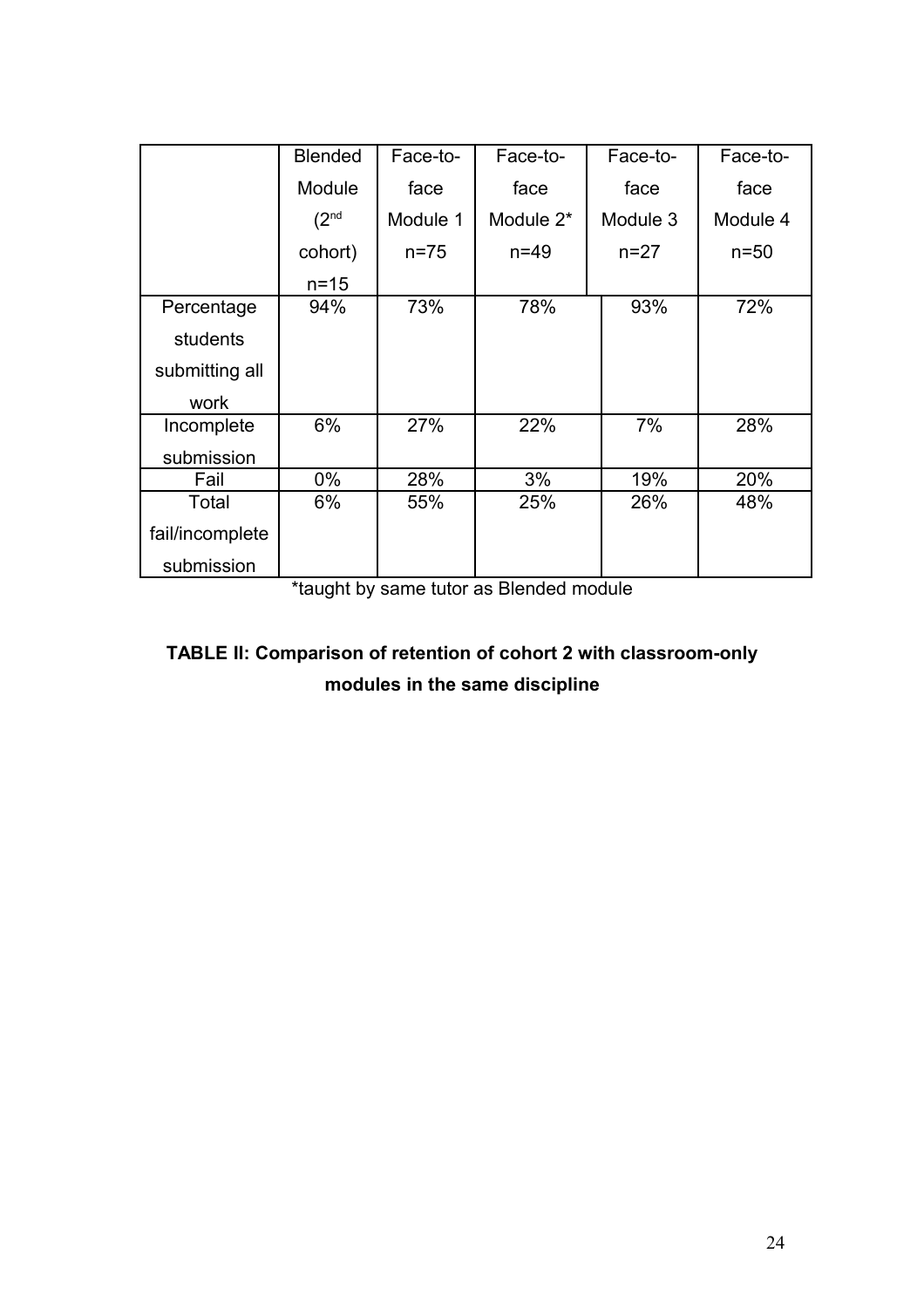| | Blended Module ($2^{nd}$ cohort) n=15 | Face-to-face Module 1 n=75 | Face-to-face Module 2* n=49 | Face-to-face Module 3 n=27 | Face-to-face Module 4 n=50 |
|---|---|---|---|---|---|
| Percentage students submitting all work | 94% | 73% | 78% | 93% | 72% |
| Incomplete submission | 6% | 27% | 22% | 7% | 28% |
| Fail | 0% | 28% | 3% | 19% | 20% |
| Total fail/incomplete submission | 6% | 55% | 25% | 26% | 48% |

*taught by same tutor as Blended module

**TABLE II: Comparison of retention of cohort 2 with classroom-only modules in the same discipline**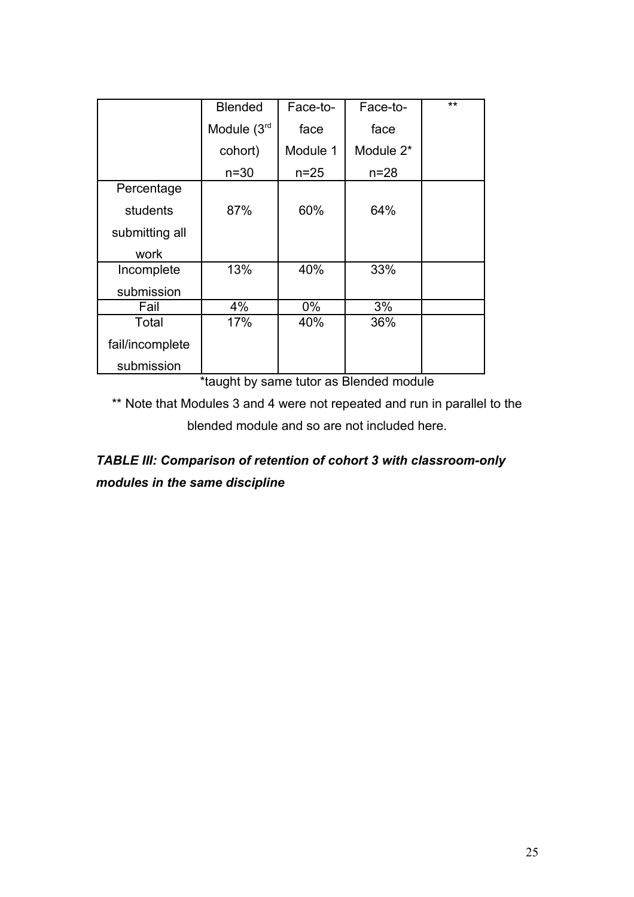| | Blended Module (3rd cohort) n=30 | Face-to-face Module 1 n=25 | Face-to-face Module 2* n=28 | ** |
|---|---|---|---|---|
| Percentage students submitting all work | 87% | 60% | 64% | |
| Incomplete submission | 13% | 40% | 33% | |
| Fail | 4% | 0% | 3% | |
| Total fail/incomplete submission | 17% | 40% | 36% | |

*taught by same tutor as Blended module

** Note that Modules 3 and 4 were not repeated and run in parallel to the blended module and so are not included here.

***TABLE III: Comparison of retention of cohort 3 with classroom-only modules in the same discipline***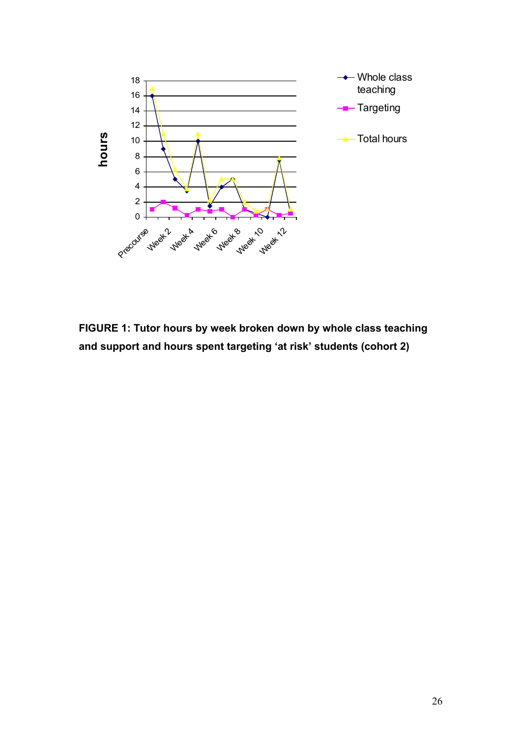**FIGURE 1: Tutor hours by week broken down by whole class teaching and support and hours spent targeting 'at risk' students (cohort 2)**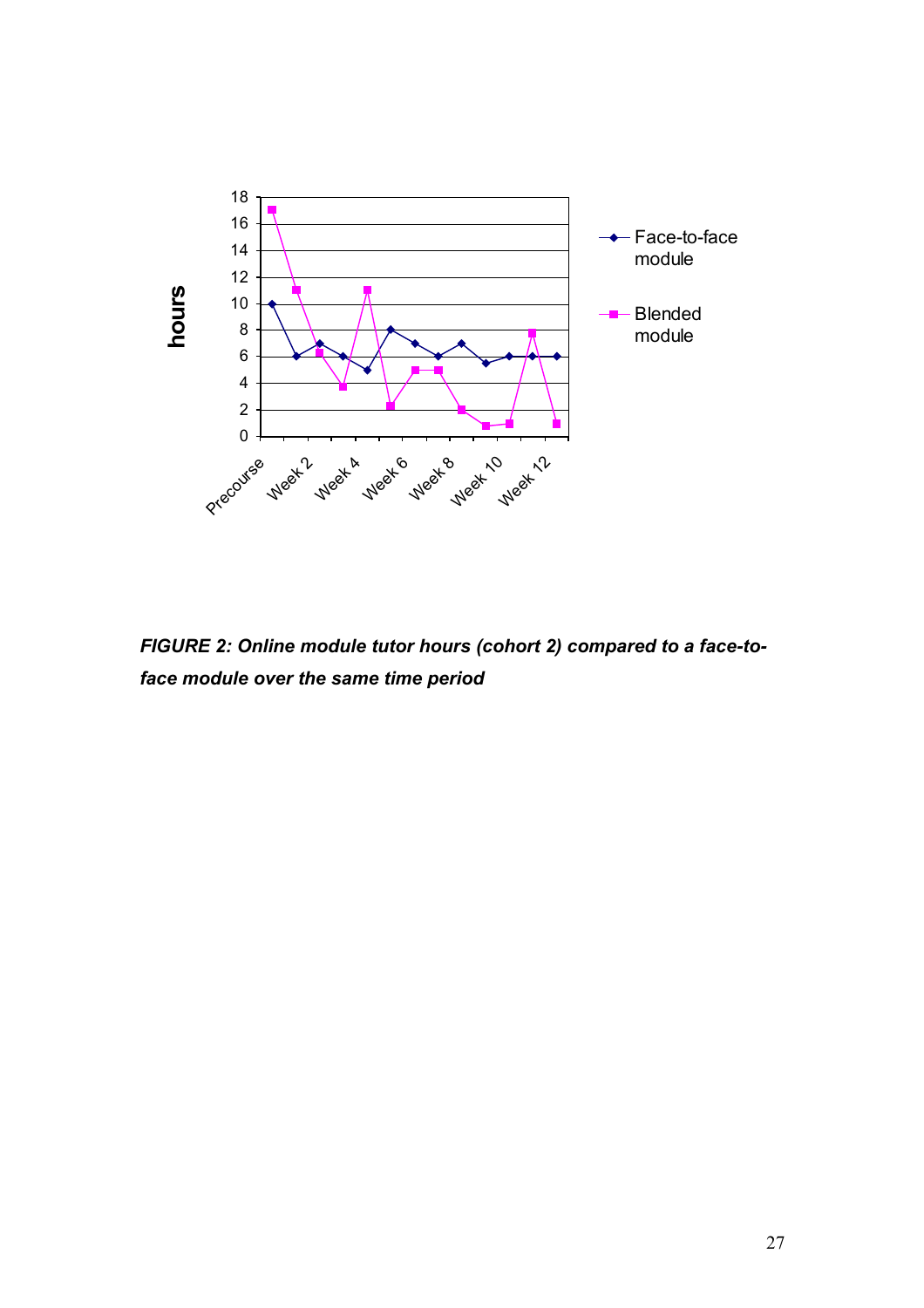*FIGURE 2: Online module tutor hours (cohort 2) compared to a face-to-face module over the same time period*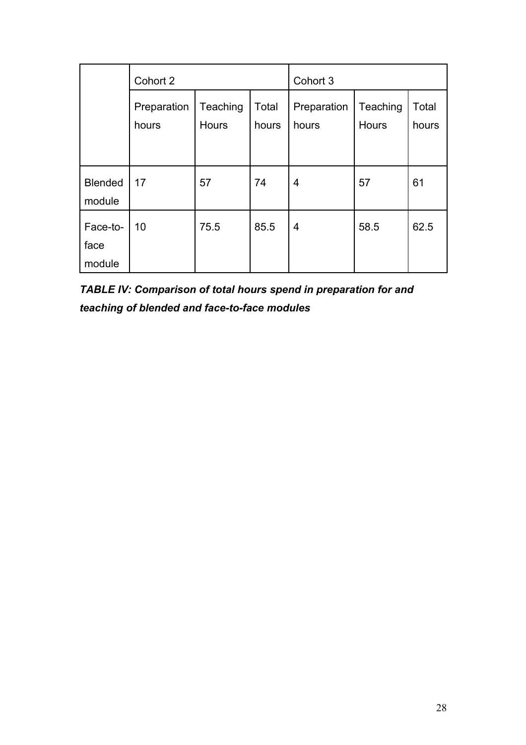| | Cohort 2 | | | Cohort 3 | | |
|---|---|---|---|---|---|---|
| | Preparation hours | Teaching Hours | Total hours | Preparation hours | Teaching Hours | Total hours |
| Blended module | 17 | 57 | 74 | 4 | 57 | 61 |
| Face-to-face module | 10 | 75.5 | 85.5 | 4 | 58.5 | 62.5 |

***TABLE IV: Comparison of total hours spend in preparation for and teaching of blended and face-to-face modules***